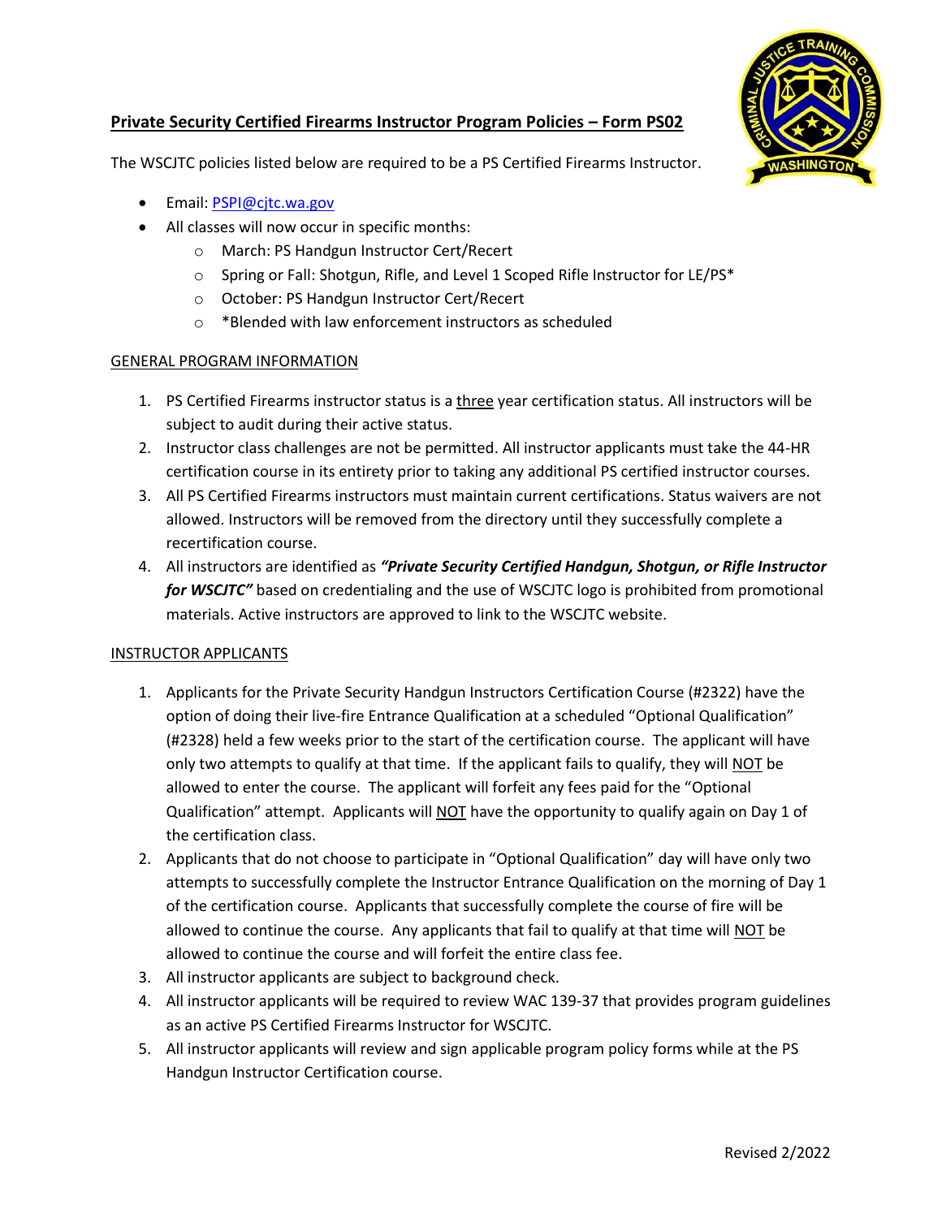# Private Security Certified Firearms Instructor Program Policies – Form PS02

The WSCJTC policies listed below are required to be a PS Certified Firearms Instructor.

- Email: PSPI@cjtc.wa.gov
- All classes will now occur in specific months:
  - March: PS Handgun Instructor Cert/Recert
  - Spring or Fall: Shotgun, Rifle, and Level 1 Scoped Rifle Instructor for LE/PS*
  - October: PS Handgun Instructor Cert/Recert
  - *Blended with law enforcement instructors as scheduled

## GENERAL PROGRAM INFORMATION

1. PS Certified Firearms instructor status is a three year certification status. All instructors will be subject to audit during their active status.
2. Instructor class challenges are not be permitted. All instructor applicants must take the 44-HR certification course in its entirety prior to taking any additional PS certified instructor courses.
3. All PS Certified Firearms instructors must maintain current certifications. Status waivers are not allowed. Instructors will be removed from the directory until they successfully complete a recertification course.
4. All instructors are identified as ***"Private Security Certified Handgun, Shotgun, or Rifle Instructor for WSCJTC"*** based on credentialing and the use of WSCJTC logo is prohibited from promotional materials. Active instructors are approved to link to the WSCJTC website.

## INSTRUCTOR APPLICANTS

1. Applicants for the Private Security Handgun Instructors Certification Course (#2322) have the option of doing their live-fire Entrance Qualification at a scheduled "Optional Qualification" (#2328) held a few weeks prior to the start of the certification course. The applicant will have only two attempts to qualify at that time. If the applicant fails to qualify, they will NOT be allowed to enter the course. The applicant will forfeit any fees paid for the "Optional Qualification" attempt. Applicants will NOT have the opportunity to qualify again on Day 1 of the certification class.
2. Applicants that do not choose to participate in "Optional Qualification" day will have only two attempts to successfully complete the Instructor Entrance Qualification on the morning of Day 1 of the certification course. Applicants that successfully complete the course of fire will be allowed to continue the course. Any applicants that fail to qualify at that time will NOT be allowed to continue the course and will forfeit the entire class fee.
3. All instructor applicants are subject to background check.
4. All instructor applicants will be required to review WAC 139-37 that provides program guidelines as an active PS Certified Firearms Instructor for WSCJTC.
5. All instructor applicants will review and sign applicable program policy forms while at the PS Handgun Instructor Certification course.

Revised 2/2022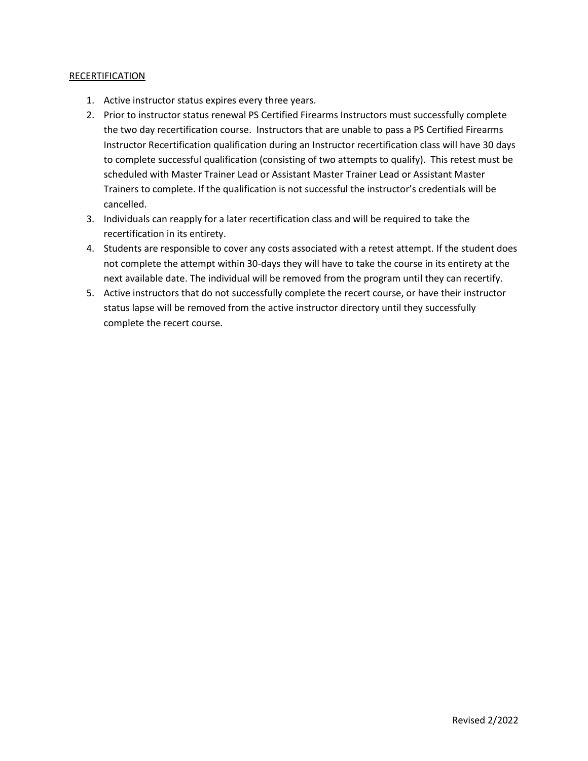RECERTIFICATION

1. Active instructor status expires every three years.
2. Prior to instructor status renewal PS Certified Firearms Instructors must successfully complete the two day recertification course. Instructors that are unable to pass a PS Certified Firearms Instructor Recertification qualification during an Instructor recertification class will have 30 days to complete successful qualification (consisting of two attempts to qualify). This retest must be scheduled with Master Trainer Lead or Assistant Master Trainer Lead or Assistant Master Trainers to complete. If the qualification is not successful the instructor's credentials will be cancelled.
3. Individuals can reapply for a later recertification class and will be required to take the recertification in its entirety.
4. Students are responsible to cover any costs associated with a retest attempt. If the student does not complete the attempt within 30-days they will have to take the course in its entirety at the next available date. The individual will be removed from the program until they can recertify.
5. Active instructors that do not successfully complete the recert course, or have their instructor status lapse will be removed from the active instructor directory until they successfully complete the recert course.

Revised 2/2022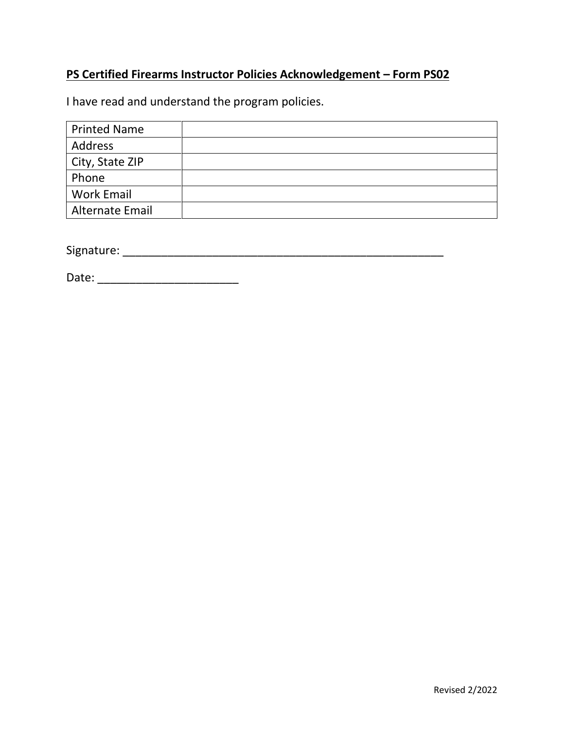**PS Certified Firearms Instructor Policies Acknowledgement – Form PS02**

I have read and understand the program policies.

| | |
|---|---|
| Printed Name | |
| Address | |
| City, State ZIP | |
| Phone | |
| Work Email | |
| Alternate Email | |

Signature: ___________________________________________________

Date: ______________________

Revised 2/2022